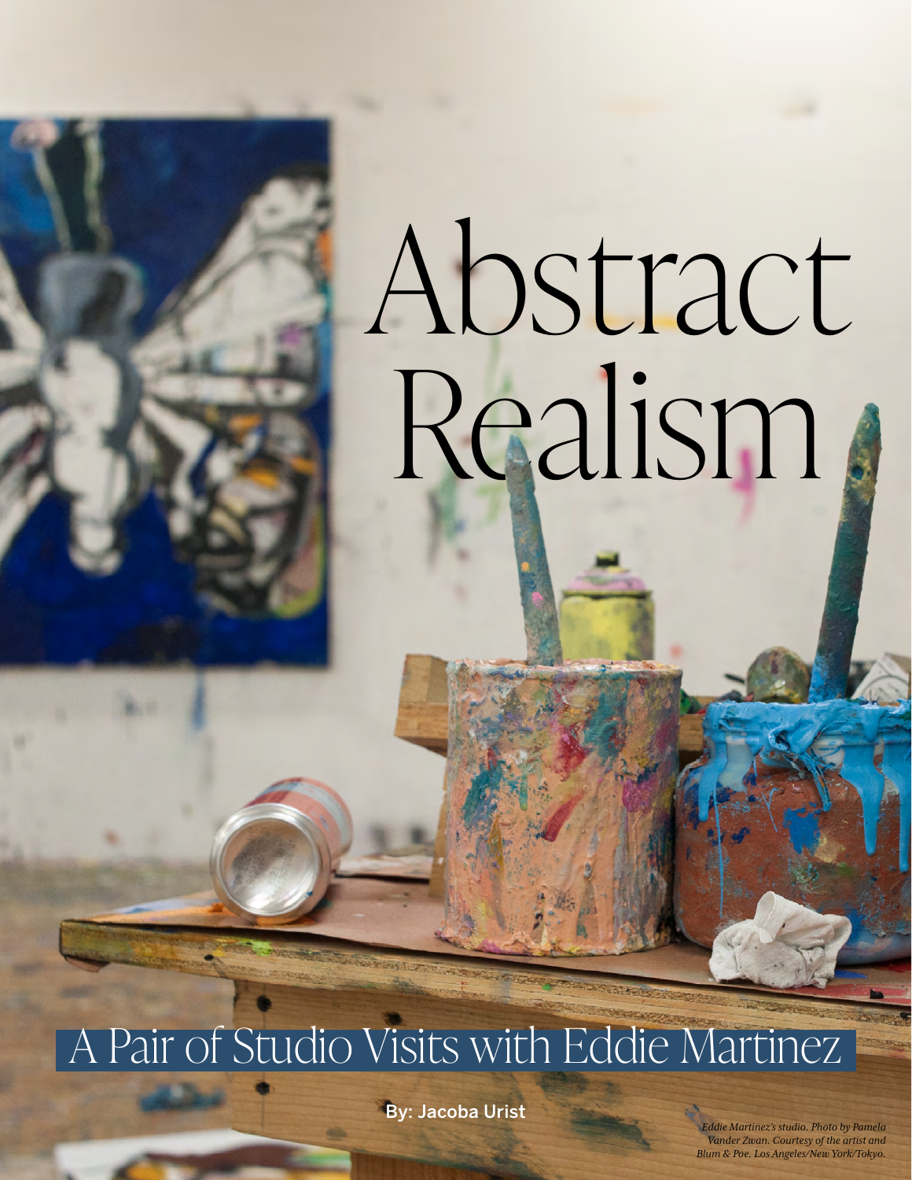# Abstract Realism

## A Pair of Studio Visits with Eddie Martinez

**By: Jacoba Urist**

*Eddie Martinez's studio. Photo by Pamela Vander Zwan. Courtesy of the artist and Blum & Poe, Los Angeles/New York/Tokyo.*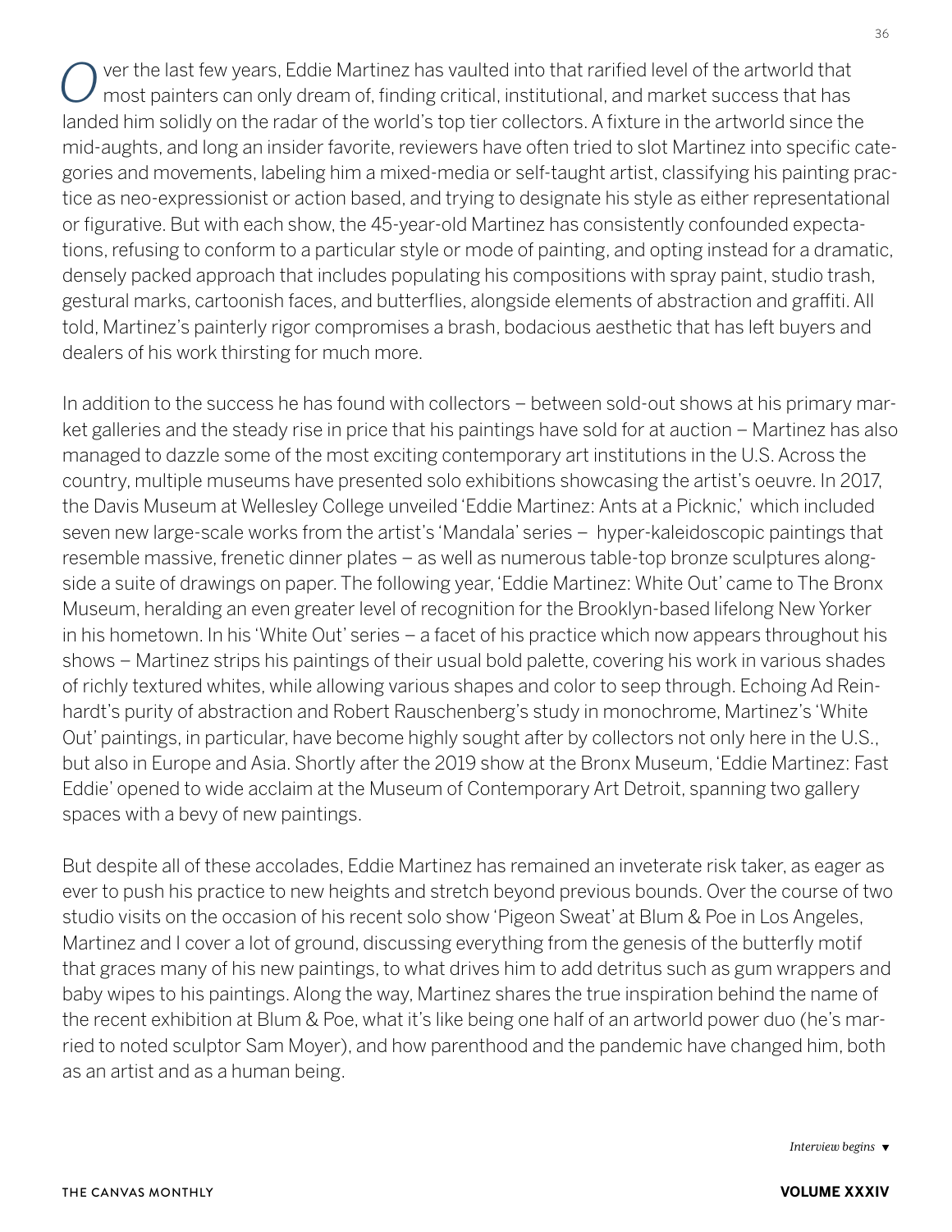Over the last few years, Eddie Martinez has vaulted into that rarified level of the artworld that most painters can only dream of, finding critical, institutional, and market success that has landed him solidly on the radar of the world's top tier collectors. A fixture in the artworld since the mid-aughts, and long an insider favorite, reviewers have often tried to slot Martinez into specific categories and movements, labeling him a mixed-media or self-taught artist, classifying his painting practice as neo-expressionist or action based, and trying to designate his style as either representational or figurative. But with each show, the 45-year-old Martinez has consistently confounded expectations, refusing to conform to a particular style or mode of painting, and opting instead for a dramatic, densely packed approach that includes populating his compositions with spray paint, studio trash, gestural marks, cartoonish faces, and butterflies, alongside elements of abstraction and graffiti. All told, Martinez's painterly rigor compromises a brash, bodacious aesthetic that has left buyers and dealers of his work thirsting for much more.

In addition to the success he has found with collectors – between sold-out shows at his primary market galleries and the steady rise in price that his paintings have sold for at auction – Martinez has also managed to dazzle some of the most exciting contemporary art institutions in the U.S. Across the country, multiple museums have presented solo exhibitions showcasing the artist's oeuvre. In 2017, the Davis Museum at Wellesley College unveiled 'Eddie Martinez: Ants at a Picknic,' which included seven new large-scale works from the artist's 'Mandala' series – hyper-kaleidoscopic paintings that resemble massive, frenetic dinner plates – as well as numerous table-top bronze sculptures alongside a suite of drawings on paper. The following year, 'Eddie Martinez: White Out' came to The Bronx Museum, heralding an even greater level of recognition for the Brooklyn-based lifelong New Yorker in his hometown. In his 'White Out' series – a facet of his practice which now appears throughout his shows – Martinez strips his paintings of their usual bold palette, covering his work in various shades of richly textured whites, while allowing various shapes and color to seep through. Echoing Ad Reinhardt's purity of abstraction and Robert Rauschenberg's study in monochrome, Martinez's 'White Out' paintings, in particular, have become highly sought after by collectors not only here in the U.S., but also in Europe and Asia. Shortly after the 2019 show at the Bronx Museum, 'Eddie Martinez: Fast Eddie' opened to wide acclaim at the Museum of Contemporary Art Detroit, spanning two gallery spaces with a bevy of new paintings.

But despite all of these accolades, Eddie Martinez has remained an inveterate risk taker, as eager as ever to push his practice to new heights and stretch beyond previous bounds. Over the course of two studio visits on the occasion of his recent solo show 'Pigeon Sweat' at Blum & Poe in Los Angeles, Martinez and I cover a lot of ground, discussing everything from the genesis of the butterfly motif that graces many of his new paintings, to what drives him to add detritus such as gum wrappers and baby wipes to his paintings. Along the way, Martinez shares the true inspiration behind the name of the recent exhibition at Blum & Poe, what it's like being one half of an artworld power duo (he's married to noted sculptor Sam Moyer), and how parenthood and the pandemic have changed him, both as an artist and as a human being.

*Interview begins* ▼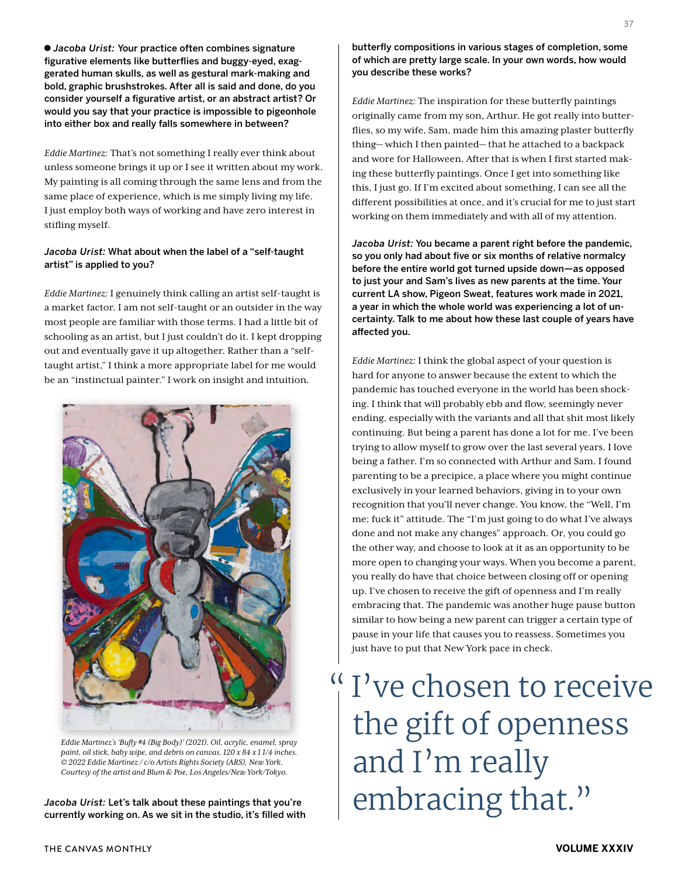● ***Jacoba Urist:*** **Your practice often combines signature figurative elements like butterflies and buggy-eyed, exaggerated human skulls, as well as gestural mark-making and bold, graphic brushstrokes. After all is said and done, do you consider yourself a figurative artist, or an abstract artist? Or would you say that your practice is impossible to pigeonhole into either box and really falls somewhere in between?**

*Eddie Martinez:* That's not something I really ever think about unless someone brings it up or I see it written about my work. My painting is all coming through the same lens and from the same place of experience, which is me simply living my life. I just employ both ways of working and have zero interest in stifling myself.

***Jacoba Urist:*** **What about when the label of a "self-taught artist" is applied to you?**

*Eddie Martinez:* I genuinely think calling an artist self-taught is a market factor. I am not self-taught or an outsider in the way most people are familiar with those terms. I had a little bit of schooling as an artist, but I just couldn't do it. I kept dropping out and eventually gave it up altogether. Rather than a "self-taught artist," I think a more appropriate label for me would be an "instinctual painter." I work on insight and intuition.

*Eddie Martinez's 'Bufly #4 (Big Body)' (2021). Oil, acrylic, enamel, spray paint, oil stick, baby wipe, and debris on canvas. 120 x 84 x 1 1/4 inches. © 2022 Eddie Martinez / c/o Artists Rights Society (ARS), New York. Courtesy of the artist and Blum & Poe, Los Angeles/New York/Tokyo.*

***Jacoba Urist:*** **Let's talk about these paintings that you're currently working on. As we sit in the studio, it's filled with butterfly compositions in various stages of completion, some of which are pretty large scale. In your own words, how would you describe these works?**

*Eddie Martinez:* The inspiration for these butterfly paintings originally came from my son, Arthur. He got really into butterflies, so my wife, Sam, made him this amazing plaster butterfly thing— which I then painted— that he attached to a backpack and wore for Halloween. After that is when I first started making these butterfly paintings. Once I get into something like this, I just go. If I'm excited about something, I can see all the different possibilities at once, and it's crucial for me to just start working on them immediately and with all of my attention.

***Jacoba Urist:*** **You became a parent right before the pandemic, so you only had about five or six months of relative normalcy before the entire world got turned upside down—as opposed to just your and Sam's lives as new parents at the time. Your current LA show, Pigeon Sweat, features work made in 2021, a year in which the whole world was experiencing a lot of uncertainty. Talk to me about how these last couple of years have affected you.**

*Eddie Martinez:* I think the global aspect of your question is hard for anyone to answer because the extent to which the pandemic has touched everyone in the world has been shocking. I think that will probably ebb and flow, seemingly never ending, especially with the variants and all that shit most likely continuing. But being a parent has done a lot for me. I've been trying to allow myself to grow over the last several years. I love being a father. I'm so connected with Arthur and Sam. I found parenting to be a precipice, a place where you might continue exclusively in your learned behaviors, giving in to your own recognition that you'll never change. You know, the "Well, I'm me; fuck it" attitude. The "I'm just going to do what I've always done and not make any changes" approach. Or, you could go the other way, and choose to look at it as an opportunity to be more open to changing your ways. When you become a parent, you really do have that choice between closing off or opening up. I've chosen to receive the gift of openness and I'm really embracing that. The pandemic was another huge pause button similar to how being a new parent can trigger a certain type of pause in your life that causes you to reassess. Sometimes you just have to put that New York pace in check.

> "I've chosen to receive the gift of openness and I'm really embracing that."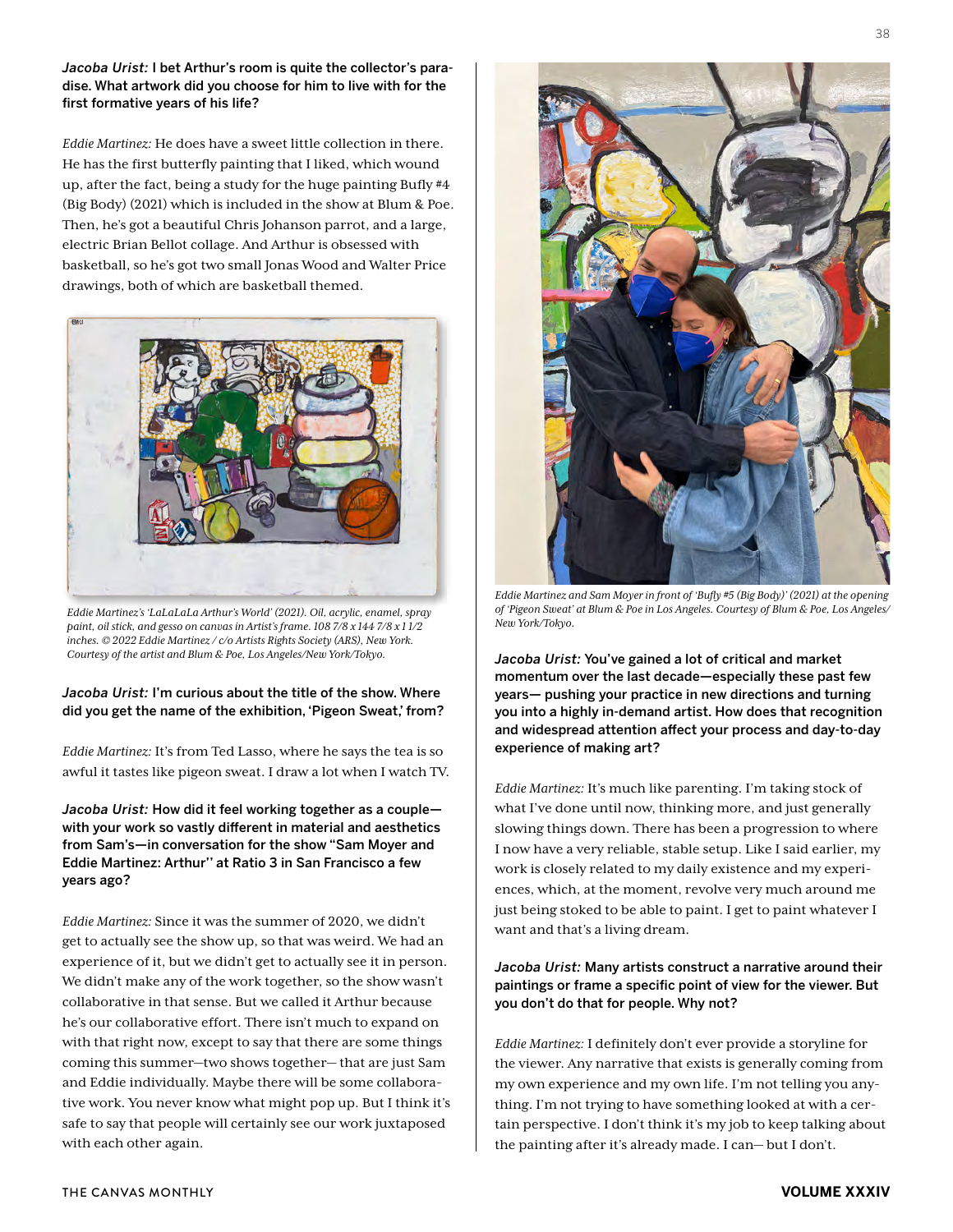**Jacoba Urist: I bet Arthur's room is quite the collector's paradise. What artwork did you choose for him to live with for the first formative years of his life?**

*Eddie Martinez:* He does have a sweet little collection in there. He has the first butterfly painting that I liked, which wound up, after the fact, being a study for the huge painting Bufly #4 (Big Body) (2021) which is included in the show at Blum & Poe. Then, he's got a beautiful Chris Johanson parrot, and a large, electric Brian Bellot collage. And Arthur is obsessed with basketball, so he's got two small Jonas Wood and Walter Price drawings, both of which are basketball themed.

*Eddie Martinez's 'LaLaLaLa Arthur's World' (2021). Oil, acrylic, enamel, spray paint, oil stick, and gesso on canvas in Artist's frame. 108 7/8 x 144 7/8 x 1 1/2 inches. © 2022 Eddie Martinez / c/o Artists Rights Society (ARS), New York. Courtesy of the artist and Blum & Poe, Los Angeles/New York/Tokyo.*

**Jacoba Urist: I'm curious about the title of the show. Where did you get the name of the exhibition, 'Pigeon Sweat,' from?**

*Eddie Martinez:* It's from Ted Lasso, where he says the tea is so awful it tastes like pigeon sweat. I draw a lot when I watch TV.

**Jacoba Urist: How did it feel working together as a couple—with your work so vastly different in material and aesthetics from Sam's—in conversation for the show "Sam Moyer and Eddie Martinez: Arthur" at Ratio 3 in San Francisco a few years ago?**

*Eddie Martinez:* Since it was the summer of 2020, we didn't get to actually see the show up, so that was weird. We had an experience of it, but we didn't get to actually see it in person. We didn't make any of the work together, so the show wasn't collaborative in that sense. But we called it Arthur because he's our collaborative effort. There isn't much to expand on with that right now, except to say that there are some things coming this summer—two shows together— that are just Sam and Eddie individually. Maybe there will be some collaborative work. You never know what might pop up. But I think it's safe to say that people will certainly see our work juxtaposed with each other again.

*Eddie Martinez and Sam Moyer in front of 'Bufly #5 (Big Body)' (2021) at the opening of 'Pigeon Sweat' at Blum & Poe in Los Angeles. Courtesy of Blum & Poe, Los Angeles/New York/Tokyo.*

**Jacoba Urist: You've gained a lot of critical and market momentum over the last decade—especially these past few years— pushing your practice in new directions and turning you into a highly in-demand artist. How does that recognition and widespread attention affect your process and day-to-day experience of making art?**

*Eddie Martinez:* It's much like parenting. I'm taking stock of what I've done until now, thinking more, and just generally slowing things down. There has been a progression to where I now have a very reliable, stable setup. Like I said earlier, my work is closely related to my daily existence and my experiences, which, at the moment, revolve very much around me just being stoked to be able to paint. I get to paint whatever I want and that's a living dream.

**Jacoba Urist: Many artists construct a narrative around their paintings or frame a specific point of view for the viewer. But you don't do that for people. Why not?**

*Eddie Martinez:* I definitely don't ever provide a storyline for the viewer. Any narrative that exists is generally coming from my own experience and my own life. I'm not telling you anything. I'm not trying to have something looked at with a certain perspective. I don't think it's my job to keep talking about the painting after it's already made. I can— but I don't.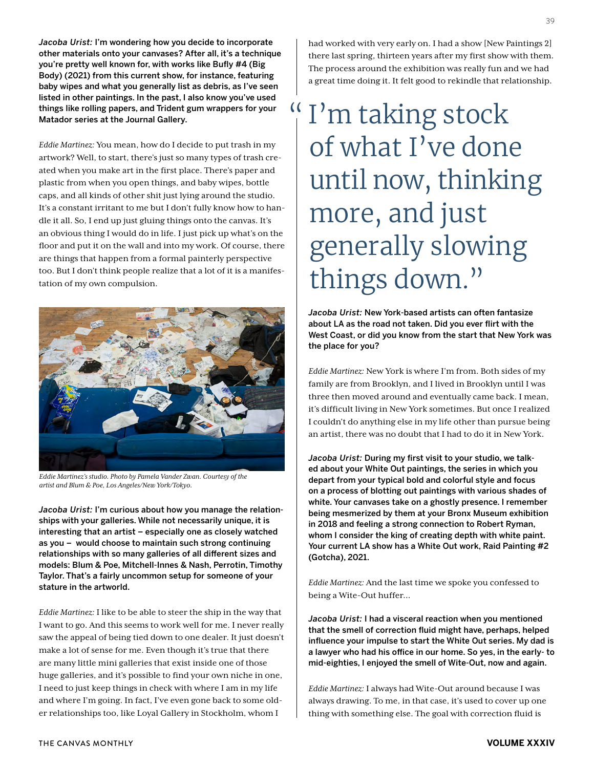**Jacoba Urist: I'm wondering how you decide to incorporate other materials onto your canvases? After all, it's a technique you're pretty well known for, with works like Bufly #4 (Big Body) (2021) from this current show, for instance, featuring baby wipes and what you generally list as debris, as I've seen listed in other paintings. In the past, I also know you've used things like rolling papers, and Trident gum wrappers for your Matador series at the Journal Gallery.**

*Eddie Martinez:* You mean, how do I decide to put trash in my artwork? Well, to start, there's just so many types of trash created when you make art in the first place. There's paper and plastic from when you open things, and baby wipes, bottle caps, and all kinds of other shit just lying around the studio. It's a constant irritant to me but I don't fully know how to handle it all. So, I end up just gluing things onto the canvas. It's an obvious thing I would do in life. I just pick up what's on the floor and put it on the wall and into my work. Of course, there are things that happen from a formal painterly perspective too. But I don't think people realize that a lot of it is a manifestation of my own compulsion.

*Eddie Martinez's studio. Photo by Pamela Vander Zwan. Courtesy of the artist and Blum & Poe, Los Angeles/New York/Tokyo.*

**Jacoba Urist: I'm curious about how you manage the relationships with your galleries. While not necessarily unique, it is interesting that an artist – especially one as closely watched as you – would choose to maintain such strong continuing relationships with so many galleries of all different sizes and models: Blum & Poe, Mitchell-Innes & Nash, Perrotin, Timothy Taylor. That's a fairly uncommon setup for someone of your stature in the artworld.**

*Eddie Martinez:* I like to be able to steer the ship in the way that I want to go. And this seems to work well for me. I never really saw the appeal of being tied down to one dealer. It just doesn't make a lot of sense for me. Even though it's true that there are many little mini galleries that exist inside one of those huge galleries, and it's possible to find your own niche in one, I need to just keep things in check with where I am in my life and where I'm going. In fact, I've even gone back to some older relationships too, like Loyal Gallery in Stockholm, whom I had worked with very early on. I had a show [New Paintings 2] there last spring, thirteen years after my first show with them. The process around the exhibition was really fun and we had a great time doing it. It felt good to rekindle that relationship.

> "I'm taking stock of what I've done until now, thinking more, and just generally slowing things down."

**Jacoba Urist: New York-based artists can often fantasize about LA as the road not taken. Did you ever flirt with the West Coast, or did you know from the start that New York was the place for you?**

*Eddie Martinez:* New York is where I'm from. Both sides of my family are from Brooklyn, and I lived in Brooklyn until I was three then moved around and eventually came back. I mean, it's difficult living in New York sometimes. But once I realized I couldn't do anything else in my life other than pursue being an artist, there was no doubt that I had to do it in New York.

**Jacoba Urist: During my first visit to your studio, we talked about your White Out paintings, the series in which you depart from your typical bold and colorful style and focus on a process of blotting out paintings with various shades of white. Your canvases take on a ghostly presence. I remember being mesmerized by them at your Bronx Museum exhibition in 2018 and feeling a strong connection to Robert Ryman, whom I consider the king of creating depth with white paint. Your current LA show has a White Out work, Raid Painting #2 (Gotcha), 2021.**

*Eddie Martinez:* And the last time we spoke you confessed to being a Wite-Out huffer…

**Jacoba Urist: I had a visceral reaction when you mentioned that the smell of correction fluid might have, perhaps, helped influence your impulse to start the White Out series. My dad is a lawyer who had his office in our home. So yes, in the early- to mid-eighties, I enjoyed the smell of Wite-Out, now and again.**

*Eddie Martinez:* I always had Wite-Out around because I was always drawing. To me, in that case, it's used to cover up one thing with something else. The goal with correction fluid is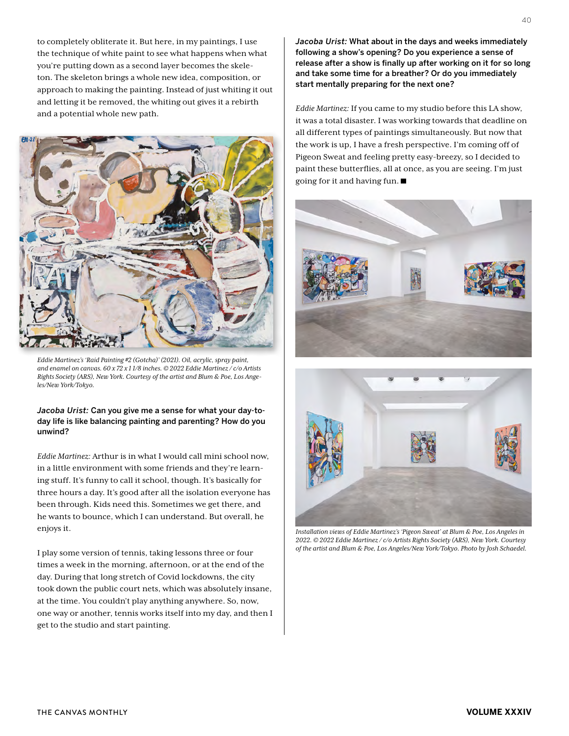to completely obliterate it. But here, in my paintings, I use the technique of white paint to see what happens when what you're putting down as a second layer becomes the skeleton. The skeleton brings a whole new idea, composition, or approach to making the painting. Instead of just whiting it out and letting it be removed, the whiting out gives it a rebirth and a potential whole new path.

*Eddie Martinez's 'Raid Painting #2 (Gotcha)' (2021). Oil, acrylic, spray paint, and enamel on canvas. 60 x 72 x 1 1/8 inches. © 2022 Eddie Martinez / c/o Artists Rights Society (ARS), New York. Courtesy of the artist and Blum & Poe, Los Angeles/New York/Tokyo.*

***Jacoba Urist:* Can you give me a sense for what your day-to-day life is like balancing painting and parenting? How do you unwind?**

*Eddie Martinez:* Arthur is in what I would call mini school now, in a little environment with some friends and they're learning stuff. It's funny to call it school, though. It's basically for three hours a day. It's good after all the isolation everyone has been through. Kids need this. Sometimes we get there, and he wants to bounce, which I can understand. But overall, he enjoys it.

I play some version of tennis, taking lessons three or four times a week in the morning, afternoon, or at the end of the day. During that long stretch of Covid lockdowns, the city took down the public court nets, which was absolutely insane, at the time. You couldn't play anything anywhere. So, now, one way or another, tennis works itself into my day, and then I get to the studio and start painting.

***Jacoba Urist:* What about in the days and weeks immediately following a show's opening? Do you experience a sense of release after a show is finally up after working on it for so long and take some time for a breather? Or do you immediately start mentally preparing for the next one?**

*Eddie Martinez:* If you came to my studio before this LA show, it was a total disaster. I was working towards that deadline on all different types of paintings simultaneously. But now that the work is up, I have a fresh perspective. I'm coming off of Pigeon Sweat and feeling pretty easy-breezy, so I decided to paint these butterflies, all at once, as you are seeing. I'm just going for it and having fun. ■

*Installation views of Eddie Martinez's 'Pigeon Sweat' at Blum & Poe, Los Angeles in 2022. © 2022 Eddie Martinez / c/o Artists Rights Society (ARS), New York. Courtesy of the artist and Blum & Poe, Los Angeles/New York/Tokyo. Photo by Josh Schaedel.*